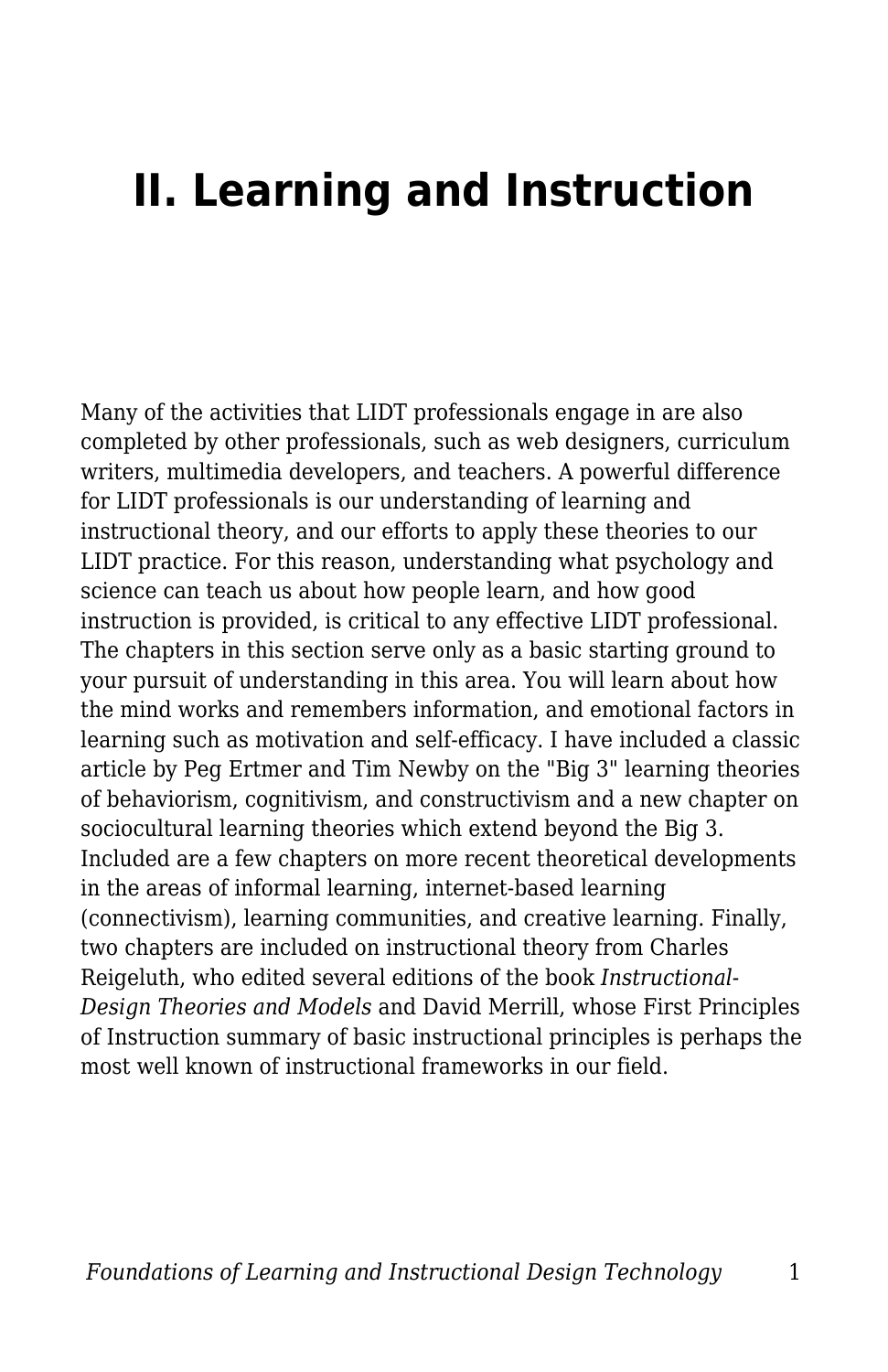# II. Learning and Instruction

Many of the activities that LIDT professionals engage in are also completed by other professionals, such as web designers, curriculum writers, multimedia developers, and teachers. A powerful difference for LIDT professionals is our understanding of learning and instructional theory, and our efforts to apply these theories to our LIDT practice. For this reason, understanding what psychology and science can teach us about how people learn, and how good instruction is provided, is critical to any effective LIDT professional. The chapters in this section serve only as a basic starting ground to your pursuit of understanding in this area. You will learn about how the mind works and remembers information, and emotional factors in learning such as motivation and self-efficacy. I have included a classic article by Peg Ertmer and Tim Newby on the "Big 3" learning theories of behaviorism, cognitivism, and constructivism and a new chapter on sociocultural learning theories which extend beyond the Big 3. Included are a few chapters on more recent theoretical developments in the areas of informal learning, internet-based learning (connectivism), learning communities, and creative learning. Finally, two chapters are included on instructional theory from Charles Reigeluth, who edited several editions of the book *Instructional-Design Theories and Models* and David Merrill, whose First Principles of Instruction summary of basic instructional principles is perhaps the most well known of instructional frameworks in our field.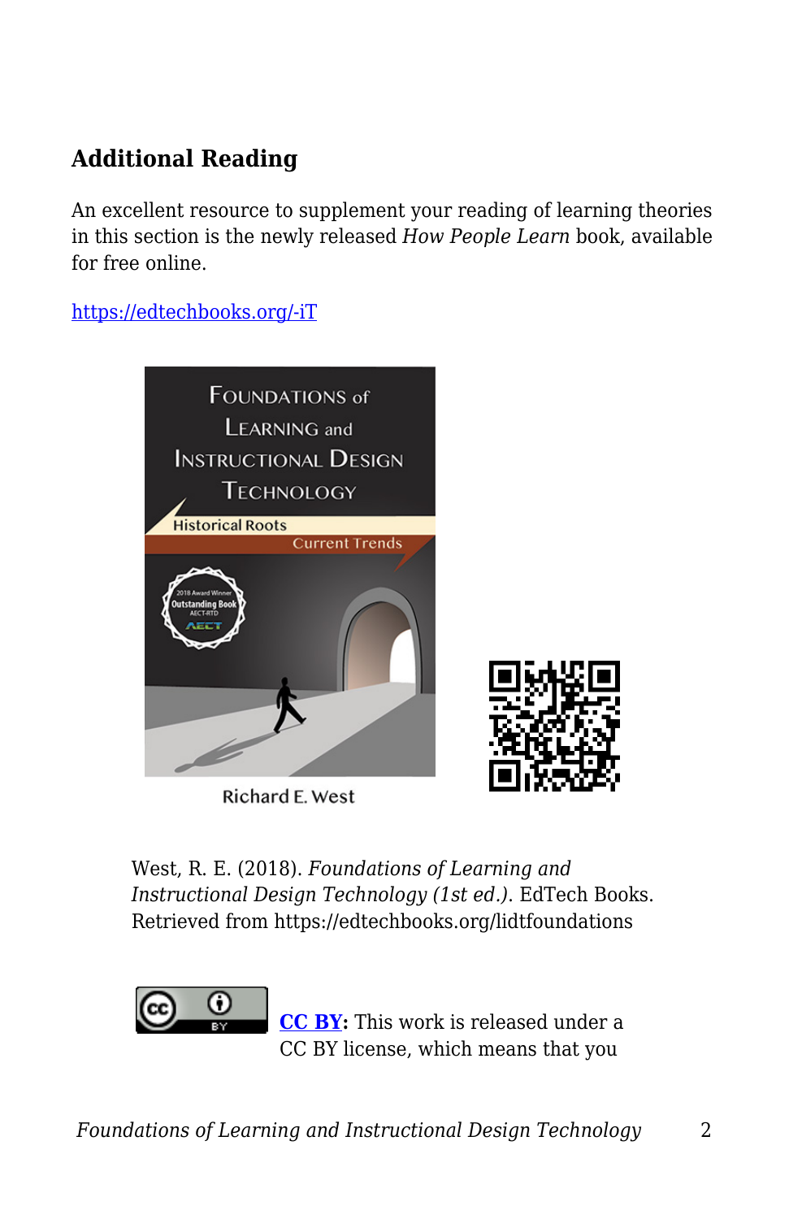## Additional Reading

An excellent resource to supplement your reading of learning theories in this section is the newly released *How People Learn* book, available for free online.

https://edtechbooks.org/-iT

West, R. E. (2018). *Foundations of Learning and Instructional Design Technology (1st ed.)*. EdTech Books. Retrieved from https://edtechbooks.org/lidtfoundations

**CC BY:** This work is released under a CC BY license, which means that you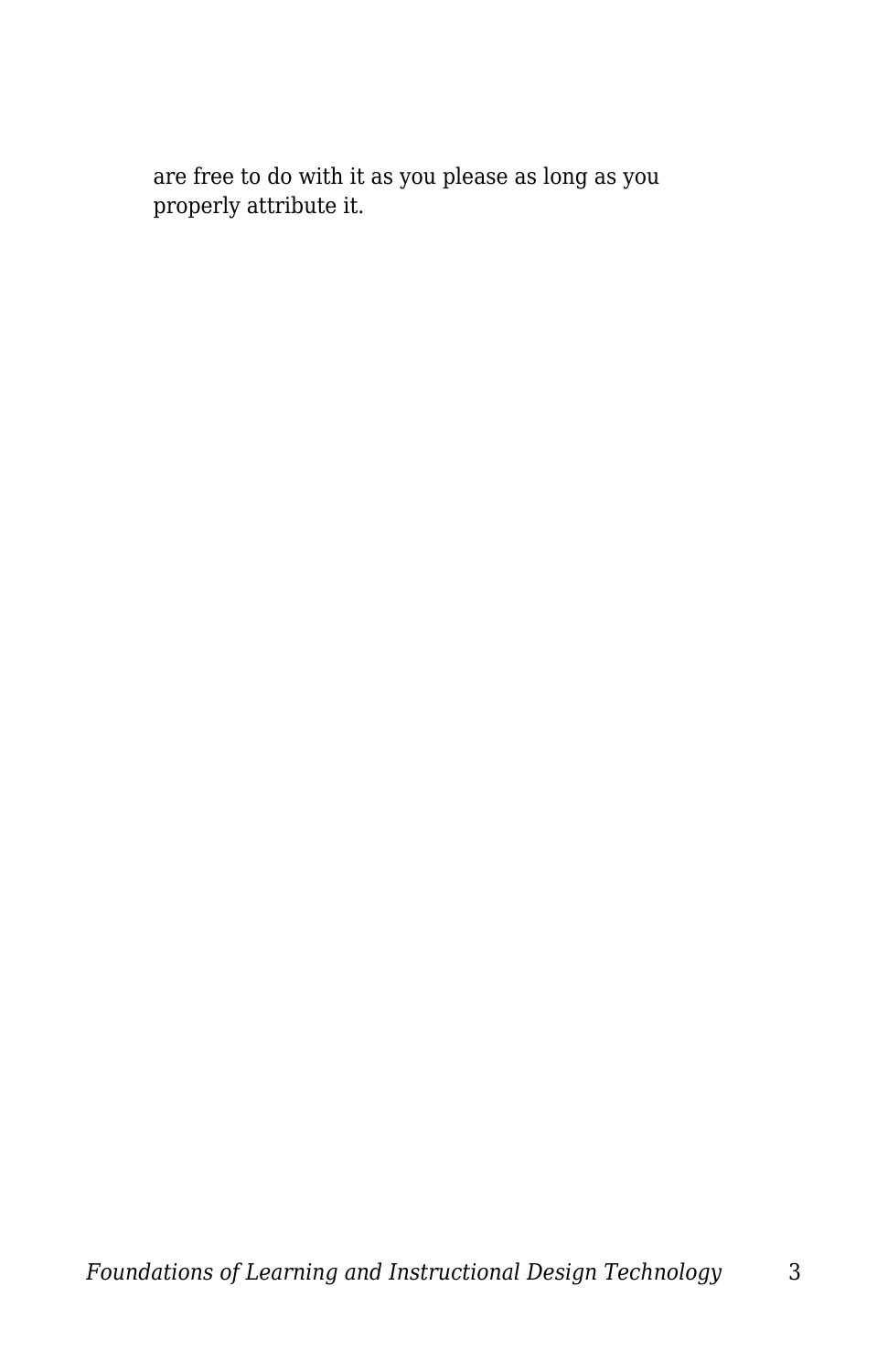are free to do with it as you please as long as you properly attribute it.